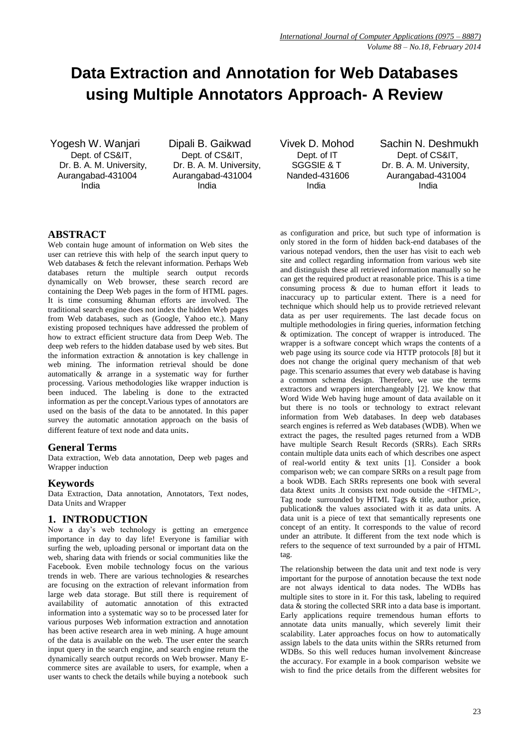# Data Extraction and Annotation for Web Databases using Multiple Annotators Approach- A Review

Yogesh W. Wanjari
Dept. of CS&IT,
Dr. B. A. M. University,
Aurangabad-431004
India

Dipali B. Gaikwad
Dept. of CS&IT,
Dr. B. A. M. University,
Aurangabad-431004
India

Vivek D. Mohod
Dept. of IT
SGGSIE & T
Nanded-431606
India

Sachin N. Deshmukh
Dept. of CS&IT,
Dr. B. A. M. University,
Aurangabad-431004
India

## ABSTRACT

Web contain huge amount of information on Web sites the user can retrieve this with help of the search input query to Web databases & fetch the relevant information. Perhaps Web databases return the multiple search output records dynamically on Web browser, these search record are containing the Deep Web pages in the form of HTML pages. It is time consuming &human efforts are involved. The traditional search engine does not index the hidden Web pages from Web databases, such as (Google, Yahoo etc.). Many existing proposed techniques have addressed the problem of how to extract efficient structure data from Deep Web. The deep web refers to the hidden database used by web sites. But the information extraction & annotation is key challenge in web mining. The information retrieval should be done automatically & arrange in a systematic way for further processing. Various methodologies like wrapper induction is been induced. The labeling is done to the extracted information as per the concept.Various types of annotators are used on the basis of the data to be annotated. In this paper survey the automatic annotation approach on the basis of different feature of text node and data units.

### General Terms

Data extraction, Web data annotation, Deep web pages and Wrapper induction

### Keywords

Data Extraction, Data annotation, Annotators, Text nodes, Data Units and Wrapper

## 1. INTRODUCTION

Now a day's web technology is getting an emergence importance in day to day life! Everyone is familiar with surfing the web, uploading personal or important data on the web, sharing data with friends or social communities like the Facebook. Even mobile technology focus on the various trends in web. There are various technologies & researches are focusing on the extraction of relevant information from large web data storage. But still there is requirement of availability of automatic annotation of this extracted information into a systematic way so to be processed later for various purposes Web information extraction and annotation has been active research area in web mining. A huge amount of the data is available on the web. The user enter the search input query in the search engine, and search engine return the dynamically search output records on Web browser. Many E-commerce sites are available to users, for example, when a user wants to check the details while buying a notebook such as configuration and price, but such type of information is only stored in the form of hidden back-end databases of the various notepad vendors, then the user has visit to each web site and collect regarding information from various web site and distinguish these all retrieved information manually so he can get the required product at reasonable price. This is a time consuming process & due to human effort it leads to inaccuracy up to particular extent. There is a need for technique which should help us to provide retrieved relevant data as per user requirements. The last decade focus on multiple methodologies in firing queries, information fetching & optimization. The concept of wrapper is introduced. The wrapper is a software concept which wraps the contents of a web page using its source code via HTTP protocols [8] but it does not change the original query mechanism of that web page. This scenario assumes that every web database is having a common schema design. Therefore, we use the terms extractors and wrappers interchangeably [2]. We know that Word Wide Web having huge amount of data available on it but there is no tools or technology to extract relevant information from Web databases. In deep web databases search engines is referred as Web databases (WDB). When we extract the pages, the resulted pages returned from a WDB have multiple Search Result Records (SRRs). Each SRRs contain multiple data units each of which describes one aspect of real-world entity & text units [1]. Consider a book comparison web; we can compare SRRs on a result page from a book WDB. Each SRRs represents one book with several data &text units .It consists text node outside the <HTML>, Tag node surrounded by HTML Tags & title, author ,price, publication& the values associated with it as data units. A data unit is a piece of text that semantically represents one concept of an entity. It corresponds to the value of record under an attribute. It different from the text node which is refers to the sequence of text surrounded by a pair of HTML tag.

The relationship between the data unit and text node is very important for the purpose of annotation because the text node are not always identical to data nodes. The WDBs has multiple sites to store in it. For this task, labeling to required data & storing the collected SRR into a data base is important. Early applications require tremendous human efforts to annotate data units manually, which severely limit their scalability. Later approaches focus on how to automatically assign labels to the data units within the SRRs returned from WDBs. So this well reduces human involvement &increase the accuracy. For example in a book comparison website we wish to find the price details from the different websites for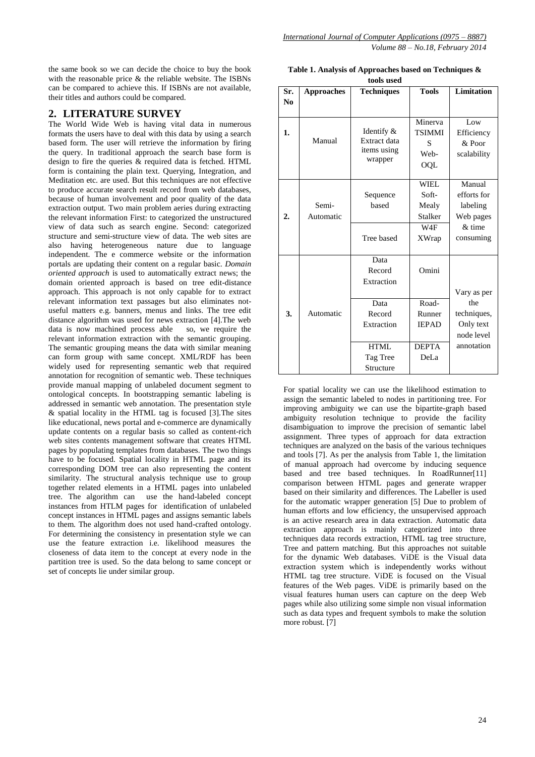the same book so we can decide the choice to buy the book with the reasonable price & the reliable website. The ISBNs can be compared to achieve this. If ISBNs are not available, their titles and authors could be compared.

## 2. LITERATURE SURVEY

The World Wide Web is having vital data in numerous formats the users have to deal with this data by using a search based form. The user will retrieve the information by firing the query. In traditional approach the search base form is design to fire the queries & required data is fetched. HTML form is containing the plain text. Querying, Integration, and Meditation etc. are used. But this techniques are not effective to produce accurate search result record from web databases, because of human involvement and poor quality of the data extraction output. Two main problem aeries during extracting the relevant information First: to categorized the unstructured view of data such as search engine. Second: categorized structure and semi-structure view of data. The web sites are also having heterogeneous nature due to language independent. The e commerce website or the information portals are updating their content on a regular basic. *Domain oriented approach* is used to automatically extract news; the domain oriented approach is based on tree edit-distance approach. This approach is not only capable for to extract relevant information text passages but also eliminates not-useful matters e.g. banners, menus and links. The tree edit distance algorithm was used for news extraction [4].The web data is now machined process able so, we require the relevant information extraction with the semantic grouping. The semantic grouping means the data with similar meaning can form group with same concept. XML/RDF has been widely used for representing semantic web that required annotation for recognition of semantic web. These techniques provide manual mapping of unlabeled document segment to ontological concepts. In bootstrapping semantic labeling is addressed in semantic web annotation. The presentation style & spatial locality in the HTML tag is focused [3].The sites like educational, news portal and e-commerce are dynamically update contents on a regular basis so called as content-rich web sites contents management software that creates HTML pages by populating templates from databases. The two things have to be focused. Spatial locality in HTML page and its corresponding DOM tree can also representing the content similarity. The structural analysis technique use to group together related elements in a HTML pages into unlabeled tree. The algorithm can use the hand-labeled concept instances from HTLM pages for identification of unlabeled concept instances in HTML pages and assigns semantic labels to them. The algorithm does not used hand-crafted ontology. For determining the consistency in presentation style we can use the feature extraction i.e. likelihood measures the closeness of data item to the concept at every node in the partition tree is used. So the data belong to same concept or set of concepts lie under similar group.

**Table 1. Analysis of Approaches based on Techniques & tools used**

| Sr. No | Approaches | Techniques | Tools | Limitation |
|---|---|---|---|---|
| 1. | Manual | Identify & Extract data items using wrapper | Minerva TSIMMIS Web-OQL | Low Efficiency & Poor scalability |
| 2. | Semi-Automatic | Sequence based | WIEL Soft-Mealy Stalker | Manual efforts for labeling Web pages & time consuming |
| | | Tree based | W4F XWrap | |
| 3. | Automatic | Data Record Extraction | Omini | Vary as per the techniques, Only text node level annotation |
| | | Data Record Extraction | Road-Runner IEPAD | |
| | | HTML Tag Tree Structure | DEPTA DeLa | |

For spatial locality we can use the likelihood estimation to assign the semantic labeled to nodes in partitioning tree. For improving ambiguity we can use the bipartite-graph based ambiguity resolution technique to provide the facility disambiguation to improve the precision of semantic label assignment. Three types of approach for data extraction techniques are analyzed on the basis of the various techniques and tools [7]. As per the analysis from Table 1, the limitation of manual approach had overcome by inducing sequence based and tree based techniques. In RoadRunner[11] comparison between HTML pages and generate wrapper based on their similarity and differences. The Labeller is used for the automatic wrapper generation [5] Due to problem of human efforts and low efficiency, the unsupervised approach is an active research area in data extraction. Automatic data extraction approach is mainly categorized into three techniques data records extraction, HTML tag tree structure, Tree and pattern matching. But this approaches not suitable for the dynamic Web databases. ViDE is the Visual data extraction system which is independently works without HTML tag tree structure. ViDE is focused on the Visual features of the Web pages. ViDE is primarily based on the visual features human users can capture on the deep Web pages while also utilizing some simple non visual information such as data types and frequent symbols to make the solution more robust. [7]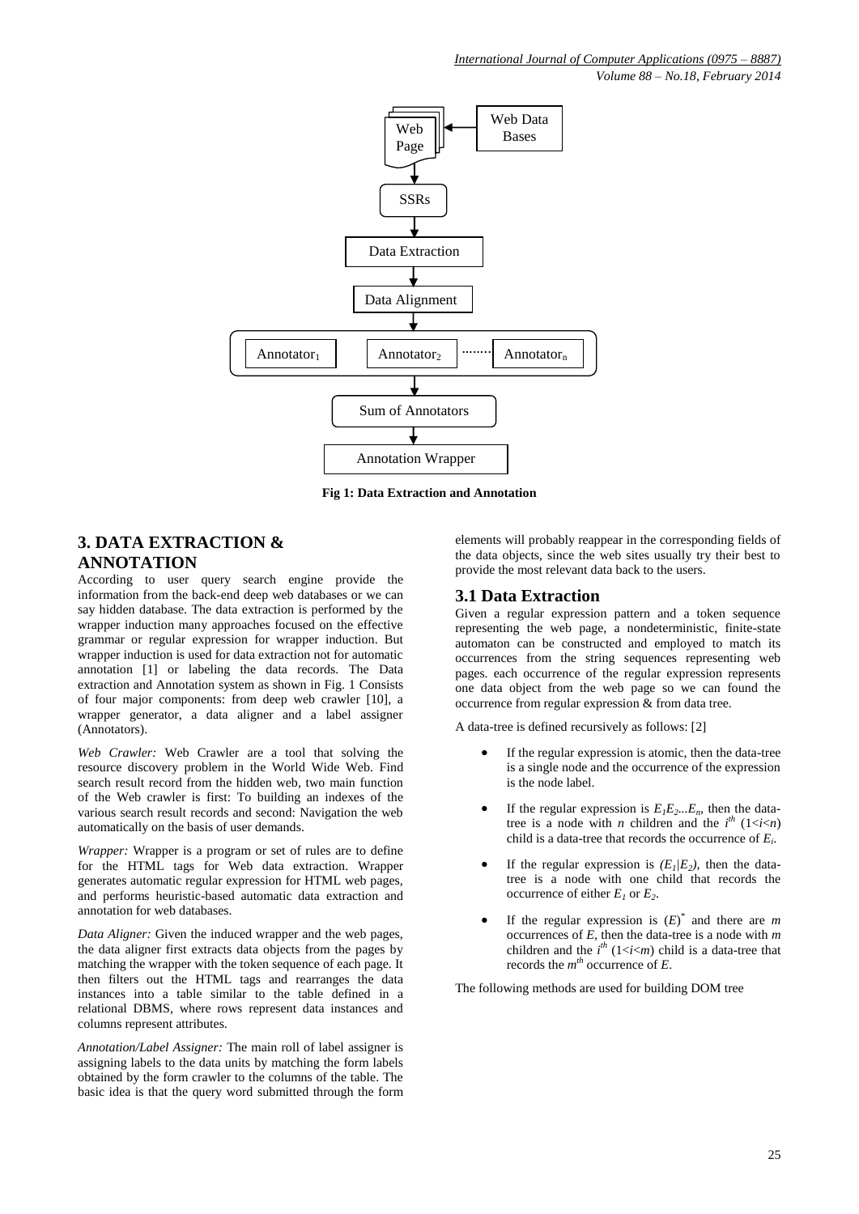Fig 1: Data Extraction and Annotation

## 3. DATA EXTRACTION & ANNOTATION

According to user query search engine provide the information from the back-end deep web databases or we can say hidden database. The data extraction is performed by the wrapper induction many approaches focused on the effective grammar or regular expression for wrapper induction. But wrapper induction is used for data extraction not for automatic annotation [1] or labeling the data records. The Data extraction and Annotation system as shown in Fig. 1 Consists of four major components: from deep web crawler [10], a wrapper generator, a data aligner and a label assigner (Annotators).

*Web Crawler:* Web Crawler are a tool that solving the resource discovery problem in the World Wide Web. Find search result record from the hidden web, two main function of the Web crawler is first: To building an indexes of the various search result records and second: Navigation the web automatically on the basis of user demands.

*Wrapper:* Wrapper is a program or set of rules are to define for the HTML tags for Web data extraction. Wrapper generates automatic regular expression for HTML web pages, and performs heuristic-based automatic data extraction and annotation for web databases.

*Data Aligner:* Given the induced wrapper and the web pages, the data aligner first extracts data objects from the pages by matching the wrapper with the token sequence of each page. It then filters out the HTML tags and rearranges the data instances into a table similar to the table defined in a relational DBMS, where rows represent data instances and columns represent attributes.

*Annotation/Label Assigner:* The main roll of label assigner is assigning labels to the data units by matching the form labels obtained by the form crawler to the columns of the table. The basic idea is that the query word submitted through the form elements will probably reappear in the corresponding fields of the data objects, since the web sites usually try their best to provide the most relevant data back to the users.

### 3.1 Data Extraction

Given a regular expression pattern and a token sequence representing the web page, a nondeterministic, finite-state automaton can be constructed and employed to match its occurrences from the string sequences representing web pages. each occurrence of the regular expression represents one data object from the web page so we can found the occurrence from regular expression & from data tree.

A data-tree is defined recursively as follows: [2]

- If the regular expression is atomic, then the data-tree is a single node and the occurrence of the expression is the node label.
- If the regular expression is $E_1E_2...E_n$, then the data-tree is a node with $n$ children and the $i^{th}$ $(1<i<n)$ child is a data-tree that records the occurrence of $E_i$.
- If the regular expression is $(E_1|E_2)$, then the data-tree is a node with one child that records the occurrence of either $E_1$ or $E_2$.
- If the regular expression is $(E)^*$ and there are $m$ occurrences of $E$, then the data-tree is a node with $m$ children and the $i^{th}$ $(1<i<m)$ child is a data-tree that records the $m^{th}$ occurrence of $E$.

The following methods are used for building DOM tree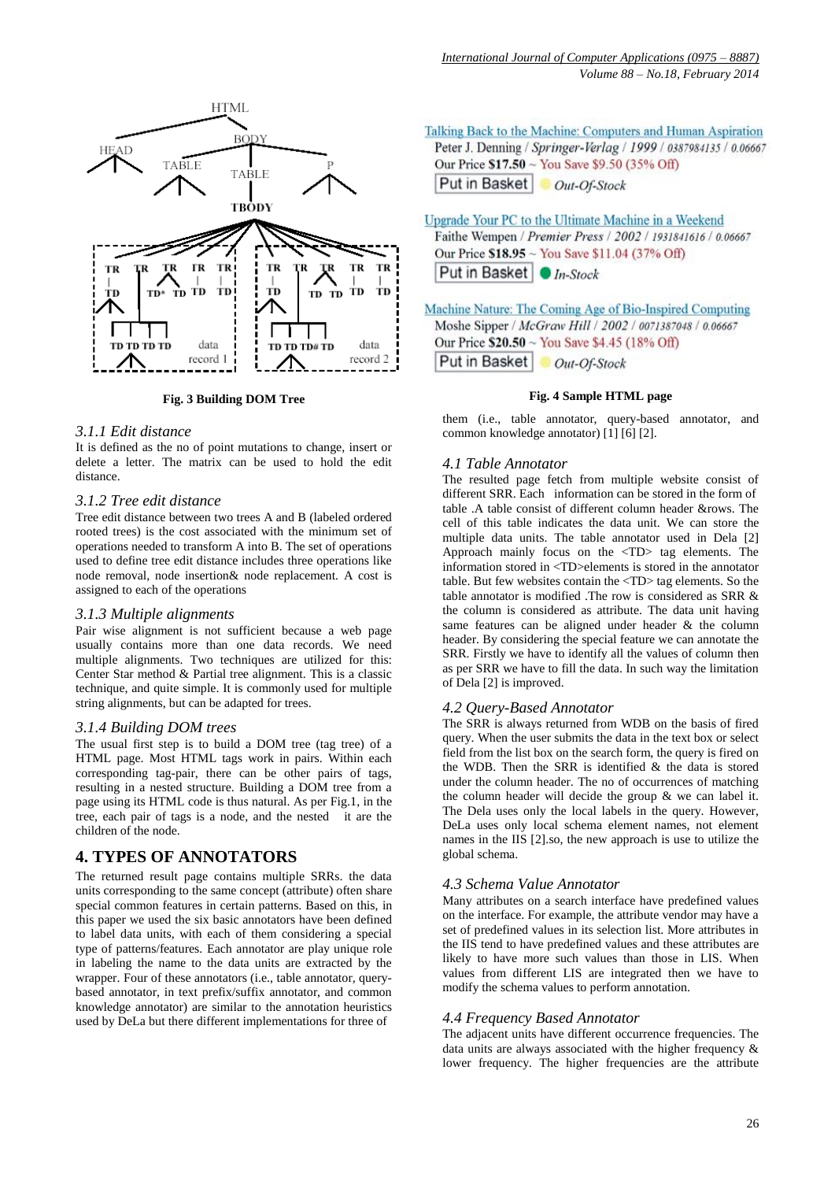Fig. 3 Building DOM Tree

Fig. 4 Sample HTML page

### 3.1.1 Edit distance

It is defined as the no of point mutations to change, insert or delete a letter. The matrix can be used to hold the edit distance.

### 3.1.2 Tree edit distance

Tree edit distance between two trees A and B (labeled ordered rooted trees) is the cost associated with the minimum set of operations needed to transform A into B. The set of operations used to define tree edit distance includes three operations like node removal, node insertion& node replacement. A cost is assigned to each of the operations

### 3.1.3 Multiple alignments

Pair wise alignment is not sufficient because a web page usually contains more than one data records. We need multiple alignments. Two techniques are utilized for this: Center Star method & Partial tree alignment. This is a classic technique, and quite simple. It is commonly used for multiple string alignments, but can be adapted for trees.

### 3.1.4 Building DOM trees

The usual first step is to build a DOM tree (tag tree) of a HTML page. Most HTML tags work in pairs. Within each corresponding tag-pair, there can be other pairs of tags, resulting in a nested structure. Building a DOM tree from a page using its HTML code is thus natural. As per Fig.1, in the tree, each pair of tags is a node, and the nested it are the children of the node.

## 4. TYPES OF ANNOTATORS

The returned result page contains multiple SRRs. the data units corresponding to the same concept (attribute) often share special common features in certain patterns. Based on this, in this paper we used the six basic annotators have been defined to label data units, with each of them considering a special type of patterns/features. Each annotator are play unique role in labeling the name to the data units are extracted by the wrapper. Four of these annotators (i.e., table annotator, query-based annotator, in text prefix/suffix annotator, and common knowledge annotator) are similar to the annotation heuristics used by DeLa but there different implementations for three of them (i.e., table annotator, query-based annotator, and common knowledge annotator) [1] [6] [2].

### 4.1 Table Annotator

The resulted page fetch from multiple website consist of different SRR. Each information can be stored in the form of table .A table consist of different column header &rows. The cell of this table indicates the data unit. We can store the multiple data units. The table annotator used in Dela [2] Approach mainly focus on the <TD> tag elements. The information stored in <TD>elements is stored in the annotator table. But few websites contain the <TD> tag elements. So the table annotator is modified .The row is considered as SRR & the column is considered as attribute. The data unit having same features can be aligned under header & the column header. By considering the special feature we can annotate the SRR. Firstly we have to identify all the values of column then as per SRR we have to fill the data. In such way the limitation of Dela [2] is improved.

### 4.2 Query-Based Annotator

The SRR is always returned from WDB on the basis of fired query. When the user submits the data in the text box or select field from the list box on the search form, the query is fired on the WDB. Then the SRR is identified & the data is stored under the column header. The no of occurrences of matching the column header will decide the group & we can label it. The Dela uses only the local labels in the query. However, DeLa uses only local schema element names, not element names in the IIS [2].so, the new approach is use to utilize the global schema.

### 4.3 Schema Value Annotator

Many attributes on a search interface have predefined values on the interface. For example, the attribute vendor may have a set of predefined values in its selection list. More attributes in the IIS tend to have predefined values and these attributes are likely to have more such values than those in LIS. When values from different LIS are integrated then we have to modify the schema values to perform annotation.

### 4.4 Frequency Based Annotator

The adjacent units have different occurrence frequencies. The data units are always associated with the higher frequency & lower frequency. The higher frequencies are the attribute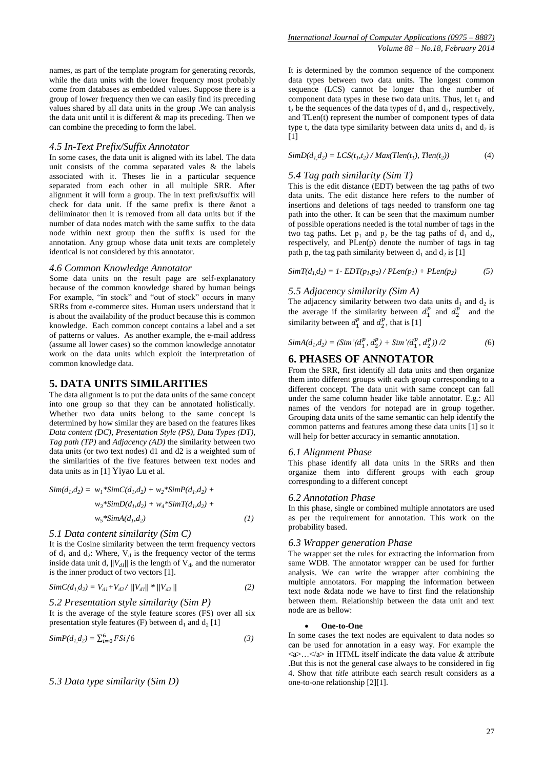names, as part of the template program for generating records, while the data units with the lower frequency most probably come from databases as embedded values. Suppose there is a group of lower frequency then we can easily find its preceding values shared by all data units in the group .We can analysis the data unit until it is different & map its preceding. Then we can combine the preceding to form the label.

### *4.5 In-Text Prefix/Suffix Annotator*

In some cases, the data unit is aligned with its label. The data unit consists of the comma separated vales & the labels associated with it. Theses lie in a particular sequence separated from each other in all multiple SRR. After alignment it will form a group. The in text prefix/suffix will check for data unit. If the same prefix is there &not a deliiminator then it is removed from all data units but if the number of data nodes match with the same suffix to the data node within next group then the suffix is used for the annotation. Any group whose data unit texts are completely identical is not considered by this annotator.

### *4.6 Common Knowledge Annotator*

Some data units on the result page are self-explanatory because of the common knowledge shared by human beings For example, "in stock" and "out of stock" occurs in many SRRs from e-commerce sites. Human users understand that it is about the availability of the product because this is common knowledge. Each common concept contains a label and a set of patterns or values. As another example, the e-mail address (assume all lower cases) so the common knowledge annotator work on the data units which exploit the interpretation of common knowledge data.

## 5. DATA UNITS SIMILARITIES

The data alignment is to put the data units of the same concept into one group so that they can be annotated holistically. Whether two data units belong to the same concept is determined by how similar they are based on the features likes *Data content (DC), Presentation Style (PS), Data Types (DT), Tag path (TP)* and *Adjacency (AD)* the similarity between two data units (or two text nodes) d1 and d2 is a weighted sum of the similarities of the five features between text nodes and data units as in [1] Yiyao Lu et al.

$$Sim(d_1,d_2) = w_1*SimC(d_1,d_2) + w_2*SimP(d_1,d_2) + w_3*SimD(d_1,d_2) + w_4*SimT(d_1,d_2) + w_5*SimA(d_1,d_2) \quad (1)$$

### *5.1 Data content similarity (Sim C)*

It is the Cosine similarity between the term frequency vectors of $d_1$ and $d_2$: Where, $V_d$ is the frequency vector of the terms inside data unit d, $\|V_{d1}\|$ is the length of $V_d$, and the numerator is the inner product of two vectors [1].

$$SimC(d_1,d_2) = V_{d1}+V_{d2} / \|V_{d1}\| * \|V_{d2}\| \quad (2)$$

### *5.2 Presentation style similarity (Sim P)*

It is the average of the style feature scores (FS) over all six presentation style features (F) between $d_1$ and $d_2$ [1]

$$SimP(d_1,d_2) = \sum_{i=0}^{6} FSi/6 \quad (3)$$

### *5.3 Data type similarity (Sim D)*

It is determined by the common sequence of the component data types between two data units. The longest common sequence (LCS) cannot be longer than the number of component data types in these two data units. Thus, let $t_1$ and $t_2$ be the sequences of the data types of $d_1$ and $d_2$, respectively, and TLen(t) represent the number of component types of data type t, the data type similarity between data units $d_1$ and $d_2$ is [1]

$$SimD(d_1,d_2) = LCS(t_1,t_2) / Max(Tlen(t_1), Tlen(t_2)) \quad (4)$$

### *5.4 Tag path similarity (Sim T)*

This is the edit distance (EDT) between the tag paths of two data units. The edit distance here refers to the number of insertions and deletions of tags needed to transform one tag path into the other. It can be seen that the maximum number of possible operations needed is the total number of tags in the two tag paths. Let $p_1$ and $p_2$ be the tag paths of $d_1$ and $d_2$, respectively, and PLen(p) denote the number of tags in tag path p, the tag path similarity between $d_1$ and $d_2$ is [1]

$$SimT(d_1,d_2) = 1- EDT(p_1,p_2) / PLen(p_1) + PLen(p_2) \quad (5)$$

### *5.5 Adjacency similarity (Sim A)*

The adjacency similarity between two data units $d_1$ and $d_2$ is the average if the similarity between $d_1^p$ and $d_2^p$ and the similarity between $d_1^p$ and $d_2^p$, that is [1]

$$SimA(d_1,d_2) = (Sim'(d_1^p, d_2^p) + Sim'(d_1^p, d_2^p)) /2 \quad (6)$$

## 6. PHASES OF ANNOTATOR

From the SRR, first identify all data units and then organize them into different groups with each group corresponding to a different concept. The data unit with same concept can fall under the same column header like table annotator. E.g.: All names of the vendors for notepad are in group together. Grouping data units of the same semantic can help identify the common patterns and features among these data units [1] so it will help for better accuracy in semantic annotation.

### *6.1 Alignment Phase*

This phase identify all data units in the SRRs and then organize them into different groups with each group corresponding to a different concept

### *6.2 Annotation Phase*

In this phase, single or combined multiple annotators are used as per the requirement for annotation. This work on the probability based.

### *6.3 Wrapper generation Phase*

The wrapper set the rules for extracting the information from same WDB. The annotator wrapper can be used for further analysis. We can write the wrapper after combining the multiple annotators. For mapping the information between text node &data node we have to first find the relationship between them. Relationship between the data unit and text node are as bellow:

- **One-to-One**

In some cases the text nodes are equivalent to data nodes so can be used for annotation in a easy way. For example the <a>…</a> in HTML itself indicate the data value & attribute .But this is not the general case always to be considered in fig 4. Show that *title* attribute each search result considers as a one-to-one relationship [2][1].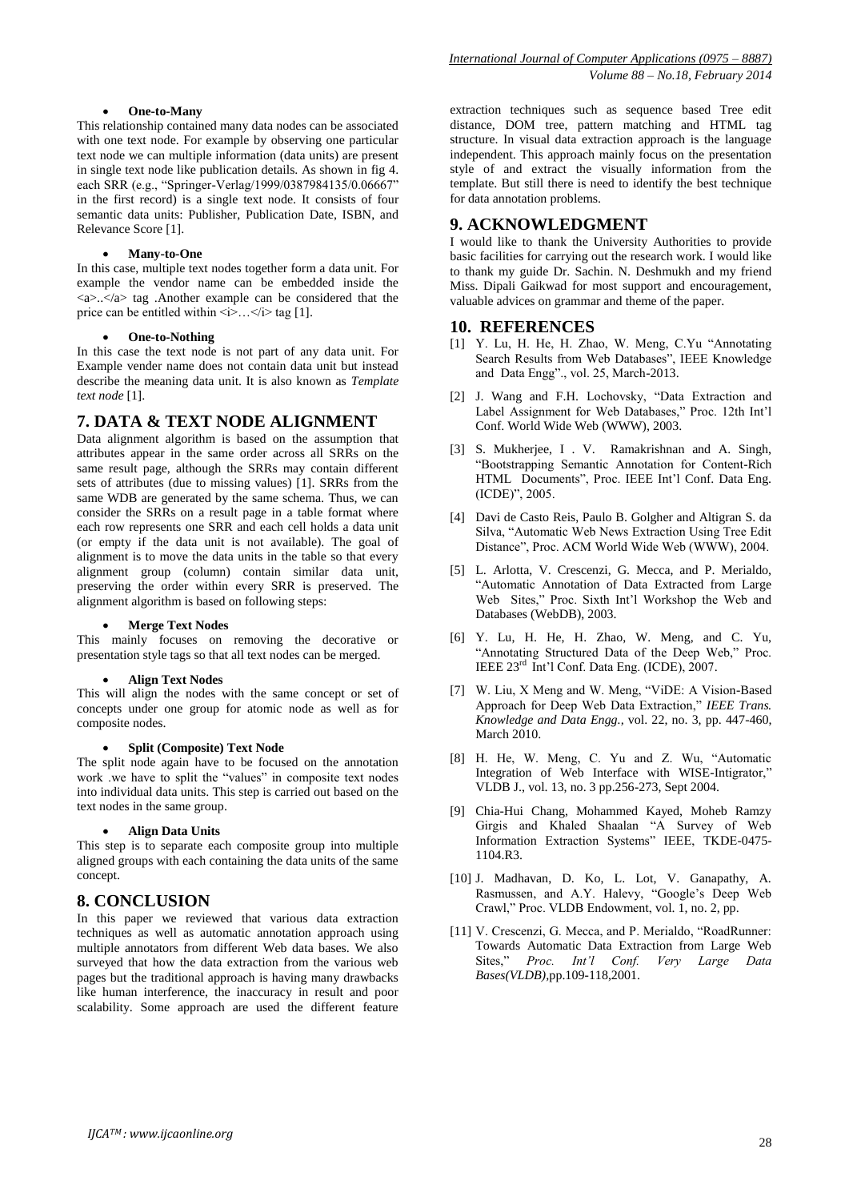- **One-to-Many**

This relationship contained many data nodes can be associated with one text node. For example by observing one particular text node we can multiple information (data units) are present in single text node like publication details. As shown in fig 4. each SRR (e.g., "Springer-Verlag/1999/0387984135/0.06667" in the first record) is a single text node. It consists of four semantic data units: Publisher, Publication Date, ISBN, and Relevance Score [1].

- **Many-to-One**

In this case, multiple text nodes together form a data unit. For example the vendor name can be embedded inside the <a>..</a> tag .Another example can be considered that the price can be entitled within <i>…</i> tag [1].

- **One-to-Nothing**

In this case the text node is not part of any data unit. For Example vender name does not contain data unit but instead describe the meaning data unit. It is also known as *Template text node* [1].

## 7. DATA & TEXT NODE ALIGNMENT

Data alignment algorithm is based on the assumption that attributes appear in the same order across all SRRs on the same result page, although the SRRs may contain different sets of attributes (due to missing values) [1]. SRRs from the same WDB are generated by the same schema. Thus, we can consider the SRRs on a result page in a table format where each row represents one SRR and each cell holds a data unit (or empty if the data unit is not available). The goal of alignment is to move the data units in the table so that every alignment group (column) contain similar data unit, preserving the order within every SRR is preserved. The alignment algorithm is based on following steps:

- **Merge Text Nodes**

This mainly focuses on removing the decorative or presentation style tags so that all text nodes can be merged.

- **Align Text Nodes**

This will align the nodes with the same concept or set of concepts under one group for atomic node as well as for composite nodes.

- **Split (Composite) Text Node**

The split node again have to be focused on the annotation work .we have to split the "values" in composite text nodes into individual data units. This step is carried out based on the text nodes in the same group.

- **Align Data Units**

This step is to separate each composite group into multiple aligned groups with each containing the data units of the same concept.

## 8. CONCLUSION

In this paper we reviewed that various data extraction techniques as well as automatic annotation approach using multiple annotators from different Web data bases. We also surveyed that how the data extraction from the various web pages but the traditional approach is having many drawbacks like human interference, the inaccuracy in result and poor scalability. Some approach are used the different feature extraction techniques such as sequence based Tree edit distance, DOM tree, pattern matching and HTML tag structure. In visual data extraction approach is the language independent. This approach mainly focus on the presentation style of and extract the visually information from the template. But still there is need to identify the best technique for data annotation problems.

## 9. ACKNOWLEDGMENT

I would like to thank the University Authorities to provide basic facilities for carrying out the research work. I would like to thank my guide Dr. Sachin. N. Deshmukh and my friend Miss. Dipali Gaikwad for most support and encouragement, valuable advices on grammar and theme of the paper.

## 10. REFERENCES

[1] Y. Lu, H. He, H. Zhao, W. Meng, C.Yu "Annotating Search Results from Web Databases", IEEE Knowledge and Data Engg"., vol. 25, March-2013.

[2] J. Wang and F.H. Lochovsky, "Data Extraction and Label Assignment for Web Databases," Proc. 12th Int'l Conf. World Wide Web (WWW), 2003.

[3] S. Mukherjee, I . V. Ramakrishnan and A. Singh, "Bootstrapping Semantic Annotation for Content-Rich HTML Documents", Proc. IEEE Int'l Conf. Data Eng. (ICDE)", 2005.

[4] Davi de Casto Reis, Paulo B. Golgher and Altigran S. da Silva, "Automatic Web News Extraction Using Tree Edit Distance", Proc. ACM World Wide Web (WWW), 2004.

[5] L. Arlotta, V. Crescenzi, G. Mecca, and P. Merialdo, "Automatic Annotation of Data Extracted from Large Web Sites," Proc. Sixth Int'l Workshop the Web and Databases (WebDB), 2003.

[6] Y. Lu, H. He, H. Zhao, W. Meng, and C. Yu, "Annotating Structured Data of the Deep Web," Proc. IEEE 23rd Int'l Conf. Data Eng. (ICDE), 2007.

[7] W. Liu, X Meng and W. Meng, "ViDE: A Vision-Based Approach for Deep Web Data Extraction," *IEEE Trans. Knowledge and Data Engg.,* vol. 22, no. 3, pp. 447-460, March 2010.

[8] H. He, W. Meng, C. Yu and Z. Wu, "Automatic Integration of Web Interface with WISE-Intigrator," VLDB J., vol. 13, no. 3 pp.256-273, Sept 2004.

[9] Chia-Hui Chang, Mohammed Kayed, Moheb Ramzy Girgis and Khaled Shaalan "A Survey of Web Information Extraction Systems" IEEE, TKDE-0475-1104.R3.

[10] J. Madhavan, D. Ko, L. Lot, V. Ganapathy, A. Rasmussen, and A.Y. Halevy, "Google's Deep Web Crawl," Proc. VLDB Endowment, vol. 1, no. 2, pp.

[11] V. Crescenzi, G. Mecca, and P. Merialdo, "RoadRunner: Towards Automatic Data Extraction from Large Web Sites," *Proc. Int'l Conf. Very Large Data Bases(VLDB)*,pp.109-118,2001.